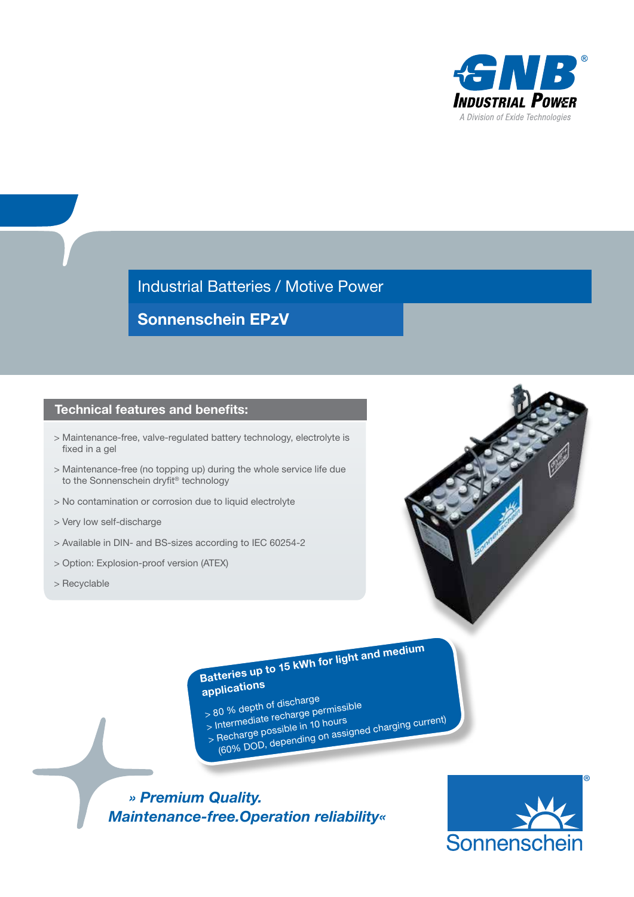GNB® Industrial Power

A Division of Exide Technologies

Industrial Batteries / Motive Power

# Sonnenschein EPzV

## Technical features and benefits:

> Maintenance-free, valve-regulated battery technology, electrolyte is fixed in a gel

> Maintenance-free (no topping up) during the whole service life due to the Sonnenschein dryfit® technology

> No contamination or corrosion due to liquid electrolyte

> Very low self-discharge

> Available in DIN- and BS-sizes according to IEC 60254-2

> Option: Explosion-proof version (ATEX)

> Recyclable

**Batteries up to 15 kWh for light and medium applications**

> 80 % depth of discharge

> Intermediate recharge permissible

> Recharge possible in 10 hours (60% DOD, depending on assigned charging current)

***» Premium Quality. Maintenance-free.Operation reliability«***

Sonnenschein®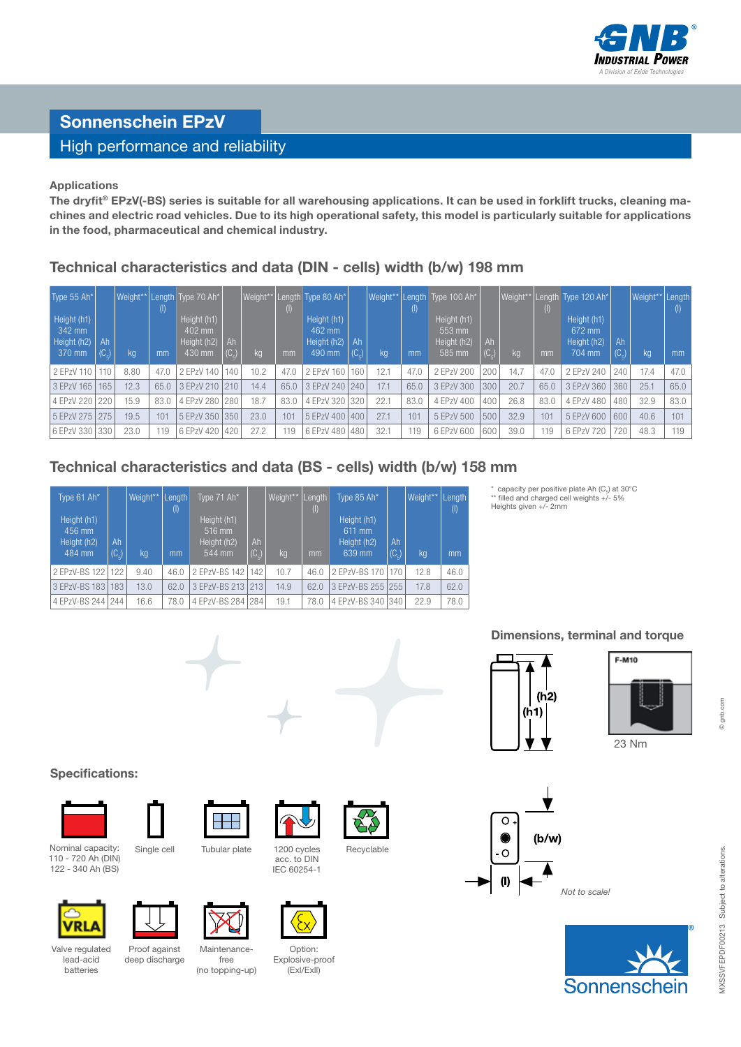## Sonnenschein EPzV

### High performance and reliability

**Applications**

**The dryfit® EPzV(-BS) series is suitable for all warehousing applications. It can be used in forklift trucks, cleaning machines and electric road vehicles. Due to its high operational safety, this model is particularly suitable for applications in the food, pharmaceutical and chemical industry.**

## Technical characteristics and data (DIN - cells) width (b/w) 198 mm

| Type 55 Ah* Height (h1) 342 mm Height (h2) 370 mm | Ah ($C_5$) | Weight** kg | Length (l) mm | Type 70 Ah* Height (h1) 402 mm Height (h2) 430 mm | Ah ($C_5$) | Weight** kg | Length (l) mm | Type 80 Ah* Height (h1) 462 mm Height (h2) 490 mm | Ah ($C_5$) | Weight** kg | Length (l) mm | Type 100 Ah* Height (h1) 553 mm Height (h2) 585 mm | Ah ($C_5$) | Weight** kg | Length (l) mm | Type 120 Ah* Height (h1) 672 mm Height (h2) 704 mm | Ah ($C_5$) | Weight** kg | Length (l) mm |
|---|---|---|---|---|---|---|---|---|---|---|---|---|---|---|---|---|---|---|---|
| 2 EPzV 110 | 110 | 8.80 | 47.0 | 2 EPzV 140 | 140 | 10.2 | 47.0 | 2 EPzV 160 | 160 | 12.1 | 47.0 | 2 EPzV 200 | 200 | 14.7 | 47.0 | 2 EPzV 240 | 240 | 17.4 | 47.0 |
| 3 EPzV 165 | 165 | 12.3 | 65.0 | 3 EPzV 210 | 210 | 14.4 | 65.0 | 3 EPzV 240 | 240 | 17.1 | 65.0 | 3 EPzV 300 | 300 | 20.7 | 65.0 | 3 EPzV 360 | 360 | 25.1 | 65.0 |
| 4 EPzV 220 | 220 | 15.9 | 83.0 | 4 EPzV 280 | 280 | 18.7 | 83.0 | 4 EPzV 320 | 320 | 22.1 | 83.0 | 4 EPzV 400 | 400 | 26.8 | 83.0 | 4 EPzV 480 | 480 | 32.9 | 83.0 |
| 5 EPzV 275 | 275 | 19.5 | 101 | 5 EPzV 350 | 350 | 23.0 | 101 | 5 EPzV 400 | 400 | 27.1 | 101 | 5 EPzV 500 | 500 | 32.9 | 101 | 5 EPzV 600 | 600 | 40.6 | 101 |
| 6 EPzV 330 | 330 | 23.0 | 119 | 6 EPzV 420 | 420 | 27.2 | 119 | 6 EPzV 480 | 480 | 32.1 | 119 | 6 EPzV 600 | 600 | 39.0 | 119 | 6 EPzV 720 | 720 | 48.3 | 119 |

## Technical characteristics and data (BS - cells) width (b/w) 158 mm

| Type 61 Ah* Height (h1) 456 mm Height (h2) 484 mm | Ah ($C_5$) | Weight** kg | Length (l) mm | Type 71 Ah* Height (h1) 516 mm Height (h2) 544 mm | Ah ($C_5$) | Weight** kg | Length (l) mm | Type 85 Ah* Height (h1) 611 mm Height (h2) 639 mm | Ah ($C_5$) | Weight** kg | Length (l) mm |
|---|---|---|---|---|---|---|---|---|---|---|---|
| 2 EPzV-BS 122 | 122 | 9.40 | 46.0 | 2 EPzV-BS 142 | 142 | 10.7 | 46.0 | 2 EPzV-BS 170 | 170 | 12.8 | 46.0 |
| 3 EPzV-BS 183 | 183 | 13.0 | 62.0 | 3 EPzV-BS 213 | 213 | 14.9 | 62.0 | 3 EPzV-BS 255 | 255 | 17.8 | 62.0 |
| 4 EPzV-BS 244 | 244 | 16.6 | 78.0 | 4 EPzV-BS 284 | 284 | 19.1 | 78.0 | 4 EPzV-BS 340 | 340 | 22.9 | 78.0 |

\* capacity per positive plate Ah ($C_5$) at 30°C
\** filled and charged cell weights +/- 5%
Heights given +/- 2mm

**Specifications:**

- Nominal capacity: 110 - 720 Ah (DIN) 122 - 340 Ah (BS)
- Single cell
- Tubular plate
- 1200 cycles acc. to DIN IEC 60254-1
- Recyclable
- Valve regulated lead-acid batteries
- Proof against deep discharge
- Maintenance-free (no topping-up)
- Option: Explosive-proof (ExI/ExII)

### Dimensions, terminal and torque

(h2)
(h1)
F-M10
23 Nm
(b/w)
(l)
*Not to scale!*

MXSSVFEPDF00213 Subject to alterations.